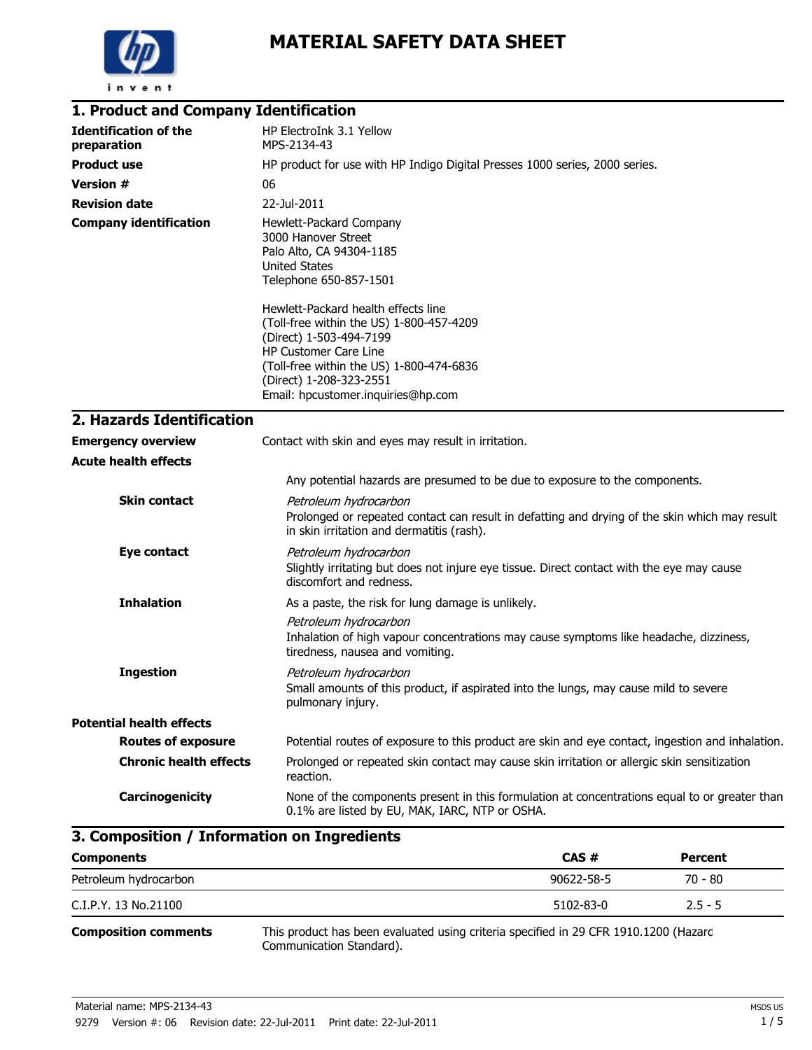# MATERIAL SAFETY DATA SHEET

## 1. Product and Company Identification

**Identification of the preparation**
HP ElectroInk 3.1 Yellow
MPS-2134-43

**Product use**
HP product for use with HP Indigo Digital Presses 1000 series, 2000 series.

**Version #**
06

**Revision date**
22-Jul-2011

**Company identification**
Hewlett-Packard Company
3000 Hanover Street
Palo Alto, CA 94304-1185
United States
Telephone 650-857-1501

Hewlett-Packard health effects line
(Toll-free within the US) 1-800-457-4209
(Direct) 1-503-494-7199
HP Customer Care Line
(Toll-free within the US) 1-800-474-6836
(Direct) 1-208-323-2551
Email: hpcustomer.inquiries@hp.com

## 2. Hazards Identification

**Emergency overview**
Contact with skin and eyes may result in irritation.

**Acute health effects**

Any potential hazards are presumed to be due to exposure to the components.

**Skin contact**
*Petroleum hydrocarbon*
Prolonged or repeated contact can result in defatting and drying of the skin which may result in skin irritation and dermatitis (rash).

**Eye contact**
*Petroleum hydrocarbon*
Slightly irritating but does not injure eye tissue. Direct contact with the eye may cause discomfort and redness.

**Inhalation**
As a paste, the risk for lung damage is unlikely.
*Petroleum hydrocarbon*
Inhalation of high vapour concentrations may cause symptoms like headache, dizziness, tiredness, nausea and vomiting.

**Ingestion**
*Petroleum hydrocarbon*
Small amounts of this product, if aspirated into the lungs, may cause mild to severe pulmonary injury.

**Potential health effects**

**Routes of exposure**
Potential routes of exposure to this product are skin and eye contact, ingestion and inhalation.

**Chronic health effects**
Prolonged or repeated skin contact may cause skin irritation or allergic skin sensitization reaction.

**Carcinogenicity**
None of the components present in this formulation at concentrations equal to or greater than 0.1% are listed by EU, MAK, IARC, NTP or OSHA.

## 3. Composition / Information on Ingredients

| Components | CAS # | Percent |
| --- | --- | --- |
| Petroleum hydrocarbon | 90622-58-5 | 70 - 80 |
| C.I.P.Y. 13 No.21100 | 5102-83-0 | 2.5 - 5 |

**Composition comments**
This product has been evaluated using criteria specified in 29 CFR 1910.1200 (Hazard Communication Standard).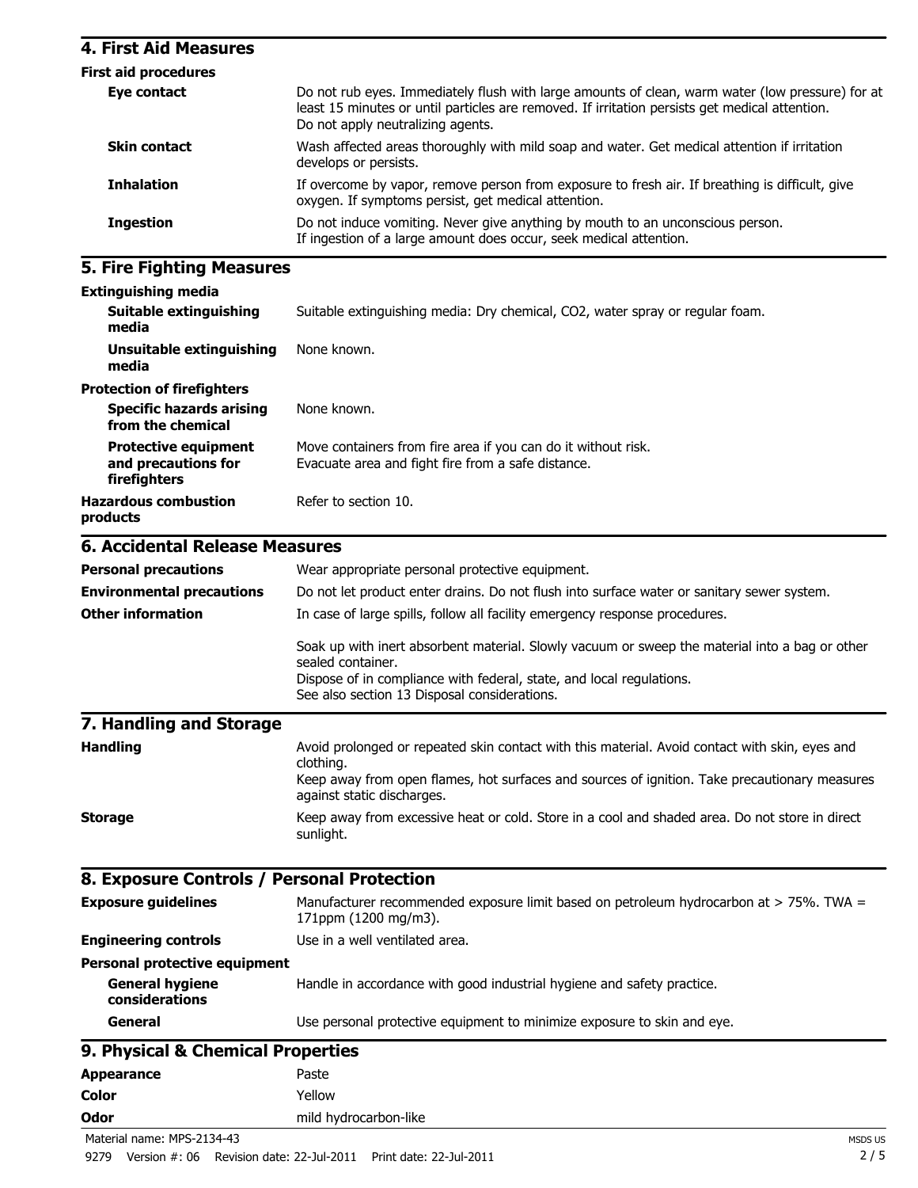## 4. First Aid Measures

**First aid procedures**

| | |
|---|---|
| **Eye contact** | Do not rub eyes. Immediately flush with large amounts of clean, warm water (low pressure) for at least 15 minutes or until particles are removed. If irritation persists get medical attention. Do not apply neutralizing agents. |
| **Skin contact** | Wash affected areas thoroughly with mild soap and water. Get medical attention if irritation develops or persists. |
| **Inhalation** | If overcome by vapor, remove person from exposure to fresh air. If breathing is difficult, give oxygen. If symptoms persist, get medical attention. |
| **Ingestion** | Do not induce vomiting. Never give anything by mouth to an unconscious person. If ingestion of a large amount does occur, seek medical attention. |

## 5. Fire Fighting Measures

**Extinguishing media**

| | |
|---|---|
| **Suitable extinguishing media** | Suitable extinguishing media: Dry chemical, $CO_2$, water spray or regular foam. |
| **Unsuitable extinguishing media** | None known. |

**Protection of firefighters**

| | |
|---|---|
| **Specific hazards arising from the chemical** | None known. |
| **Protective equipment and precautions for firefighters** | Move containers from fire area if you can do it without risk. Evacuate area and fight fire from a safe distance. |
| **Hazardous combustion products** | Refer to section 10. |

## 6. Accidental Release Measures

| | |
|---|---|
| **Personal precautions** | Wear appropriate personal protective equipment. |
| **Environmental precautions** | Do not let product enter drains. Do not flush into surface water or sanitary sewer system. |
| **Other information** | In case of large spills, follow all facility emergency response procedures. |

Soak up with inert absorbent material. Slowly vacuum or sweep the material into a bag or other sealed container.
Dispose of in compliance with federal, state, and local regulations.
See also section 13 Disposal considerations.

## 7. Handling and Storage

| | |
|---|---|
| **Handling** | Avoid prolonged or repeated skin contact with this material. Avoid contact with skin, eyes and clothing. Keep away from open flames, hot surfaces and sources of ignition. Take precautionary measures against static discharges. |
| **Storage** | Keep away from excessive heat or cold. Store in a cool and shaded area. Do not store in direct sunlight. |

## 8. Exposure Controls / Personal Protection

| | |
|---|---|
| **Exposure guidelines** | Manufacturer recommended exposure limit based on petroleum hydrocarbon at > 75%. TWA = 171ppm (1200 mg/m3). |
| **Engineering controls** | Use in a well ventilated area. |

**Personal protective equipment**

| | |
|---|---|
| **General hygiene considerations** | Handle in accordance with good industrial hygiene and safety practice. |
| **General** | Use personal protective equipment to minimize exposure to skin and eye. |

## 9. Physical & Chemical Properties

| | |
|---|---|
| **Appearance** | Paste |
| **Color** | Yellow |
| **Odor** | mild hydrocarbon-like |

Material name: MPS-2134-43

9279 Version #: 06 Revision date: 22-Jul-2011 Print date: 22-Jul-2011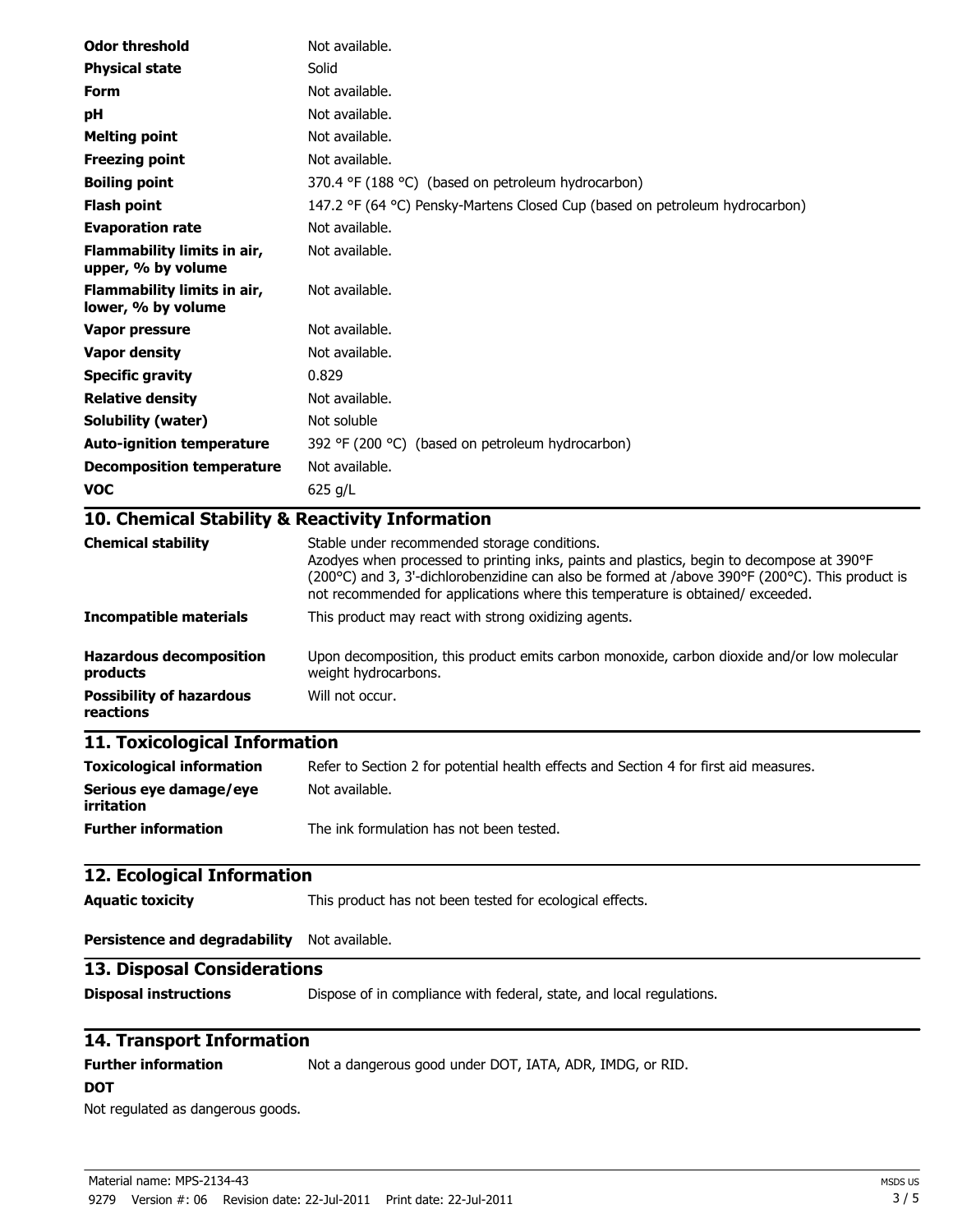| | |
|---|---|
| **Odor threshold** | Not available. |
| **Physical state** | Solid |
| **Form** | Not available. |
| **pH** | Not available. |
| **Melting point** | Not available. |
| **Freezing point** | Not available. |
| **Boiling point** | 370.4 °F (188 °C) (based on petroleum hydrocarbon) |
| **Flash point** | 147.2 °F (64 °C) Pensky-Martens Closed Cup (based on petroleum hydrocarbon) |
| **Evaporation rate** | Not available. |
| **Flammability limits in air, upper, % by volume** | Not available. |
| **Flammability limits in air, lower, % by volume** | Not available. |
| **Vapor pressure** | Not available. |
| **Vapor density** | Not available. |
| **Specific gravity** | 0.829 |
| **Relative density** | Not available. |
| **Solubility (water)** | Not soluble |
| **Auto-ignition temperature** | 392 °F (200 °C) (based on petroleum hydrocarbon) |
| **Decomposition temperature** | Not available. |
| **VOC** | 625 g/L |

## 10. Chemical Stability & Reactivity Information

| | |
|---|---|
| **Chemical stability** | Stable under recommended storage conditions. Azodyes when processed to printing inks, paints and plastics, begin to decompose at 390°F (200°C) and 3, 3'-dichlorobenzidine can also be formed at /above 390°F (200°C). This product is not recommended for applications where this temperature is obtained/ exceeded. |
| **Incompatible materials** | This product may react with strong oxidizing agents. |
| **Hazardous decomposition products** | Upon decomposition, this product emits carbon monoxide, carbon dioxide and/or low molecular weight hydrocarbons. |
| **Possibility of hazardous reactions** | Will not occur. |

## 11. Toxicological Information

| | |
|---|---|
| **Toxicological information** | Refer to Section 2 for potential health effects and Section 4 for first aid measures. |
| **Serious eye damage/eye irritation** | Not available. |
| **Further information** | The ink formulation has not been tested. |

## 12. Ecological Information

| | |
|---|---|
| **Aquatic toxicity** | This product has not been tested for ecological effects. |
| **Persistence and degradability** | Not available. |

## 13. Disposal Considerations

| | |
|---|---|
| **Disposal instructions** | Dispose of in compliance with federal, state, and local regulations. |

## 14. Transport Information

| | |
|---|---|
| **Further information** | Not a dangerous good under DOT, IATA, ADR, IMDG, or RID. |

**DOT**

Not regulated as dangerous goods.

Material name: MPS-2134-43

9279 Version #: 06 Revision date: 22-Jul-2011 Print date: 22-Jul-2011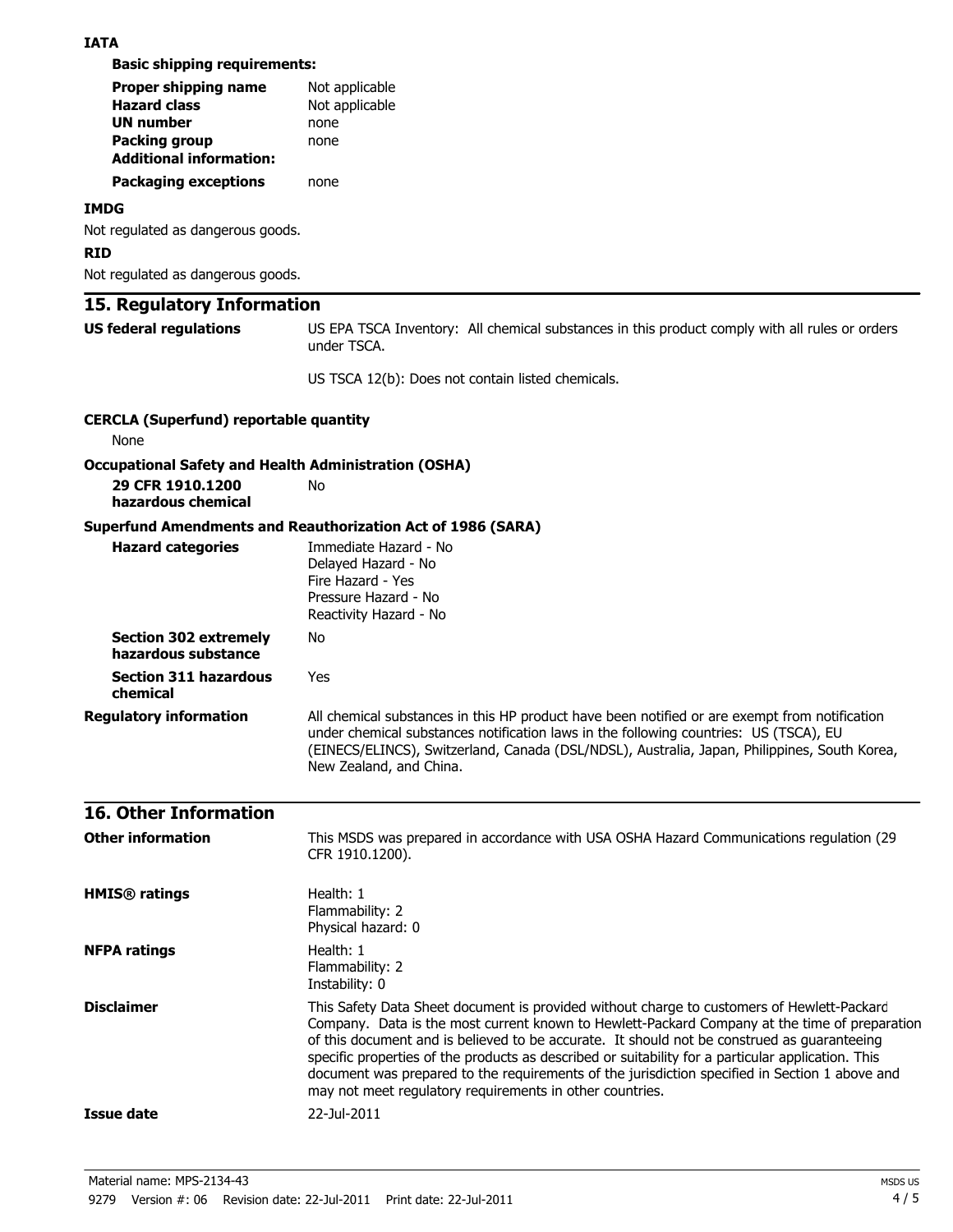**IATA**

**Basic shipping requirements:**

| | |
|---|---|
| **Proper shipping name** | Not applicable |
| **Hazard class** | Not applicable |
| **UN number** | none |
| **Packing group** | none |
| **Additional information:** | |
| **Packaging exceptions** | none |

**IMDG**

Not regulated as dangerous goods.

**RID**

Not regulated as dangerous goods.

## 15. Regulatory Information

**US federal regulations**

US EPA TSCA Inventory: All chemical substances in this product comply with all rules or orders under TSCA.

US TSCA 12(b): Does not contain listed chemicals.

**CERCLA (Superfund) reportable quantity**

None

**Occupational Safety and Health Administration (OSHA)**

**29 CFR 1910.1200 hazardous chemical**: No

**Superfund Amendments and Reauthorization Act of 1986 (SARA)**

**Hazard categories**

Immediate Hazard - No
Delayed Hazard - No
Fire Hazard - Yes
Pressure Hazard - No
Reactivity Hazard - No

**Section 302 extremely hazardous substance**: No

**Section 311 hazardous chemical**: Yes

**Regulatory information**

All chemical substances in this HP product have been notified or are exempt from notification under chemical substances notification laws in the following countries: US (TSCA), EU (EINECS/ELINCS), Switzerland, Canada (DSL/NDSL), Australia, Japan, Philippines, South Korea, New Zealand, and China.

## 16. Other Information

**Other information**

This MSDS was prepared in accordance with USA OSHA Hazard Communications regulation (29 CFR 1910.1200).

**HMIS® ratings**

Health: 1
Flammability: 2
Physical hazard: 0

**NFPA ratings**

Health: 1
Flammability: 2
Instability: 0

**Disclaimer**

This Safety Data Sheet document is provided without charge to customers of Hewlett-Packard Company. Data is the most current known to Hewlett-Packard Company at the time of preparation of this document and is believed to be accurate. It should not be construed as guaranteeing specific properties of the products as described or suitability for a particular application. This document was prepared to the requirements of the jurisdiction specified in Section 1 above and may not meet regulatory requirements in other countries.

**Issue date**

22-Jul-2011

Material name: MPS-2134-43

9279 Version #: 06 Revision date: 22-Jul-2011 Print date: 22-Jul-2011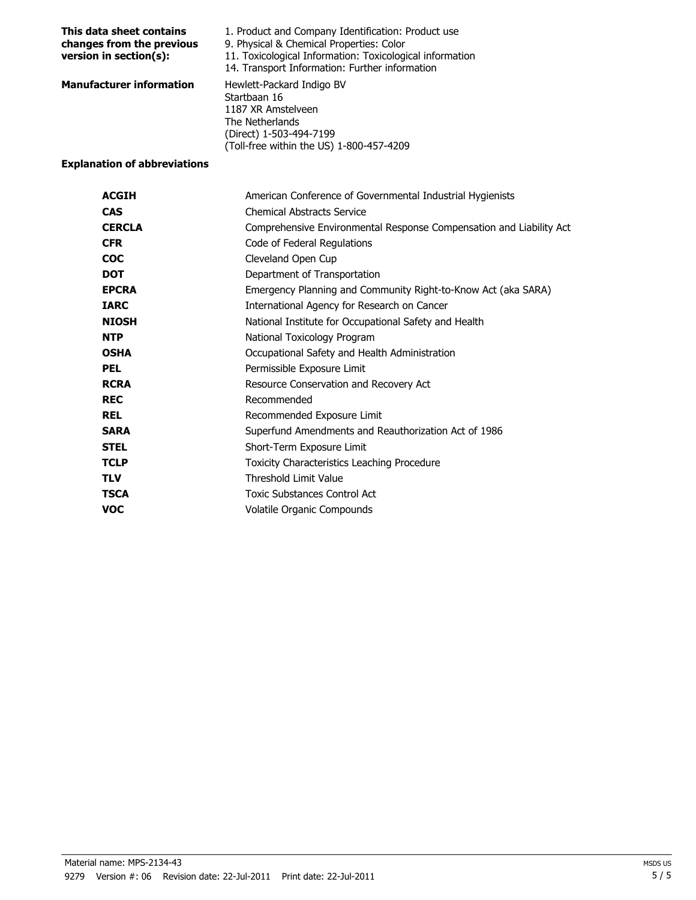**This data sheet contains changes from the previous version in section(s):**

1. Product and Company Identification: Product use
9. Physical & Chemical Properties: Color
11. Toxicological Information: Toxicological information
14. Transport Information: Further information

**Manufacturer information**

Hewlett-Packard Indigo BV
Startbaan 16
1187 XR Amstelveen
The Netherlands
(Direct) 1-503-494-7199
(Toll-free within the US) 1-800-457-4209

**Explanation of abbreviations**

| | |
|---|---|
| **ACGIH** | American Conference of Governmental Industrial Hygienists |
| **CAS** | Chemical Abstracts Service |
| **CERCLA** | Comprehensive Environmental Response Compensation and Liability Act |
| **CFR** | Code of Federal Regulations |
| **COC** | Cleveland Open Cup |
| **DOT** | Department of Transportation |
| **EPCRA** | Emergency Planning and Community Right-to-Know Act (aka SARA) |
| **IARC** | International Agency for Research on Cancer |
| **NIOSH** | National Institute for Occupational Safety and Health |
| **NTP** | National Toxicology Program |
| **OSHA** | Occupational Safety and Health Administration |
| **PEL** | Permissible Exposure Limit |
| **RCRA** | Resource Conservation and Recovery Act |
| **REC** | Recommended |
| **REL** | Recommended Exposure Limit |
| **SARA** | Superfund Amendments and Reauthorization Act of 1986 |
| **STEL** | Short-Term Exposure Limit |
| **TCLP** | Toxicity Characteristics Leaching Procedure |
| **TLV** | Threshold Limit Value |
| **TSCA** | Toxic Substances Control Act |
| **VOC** | Volatile Organic Compounds |